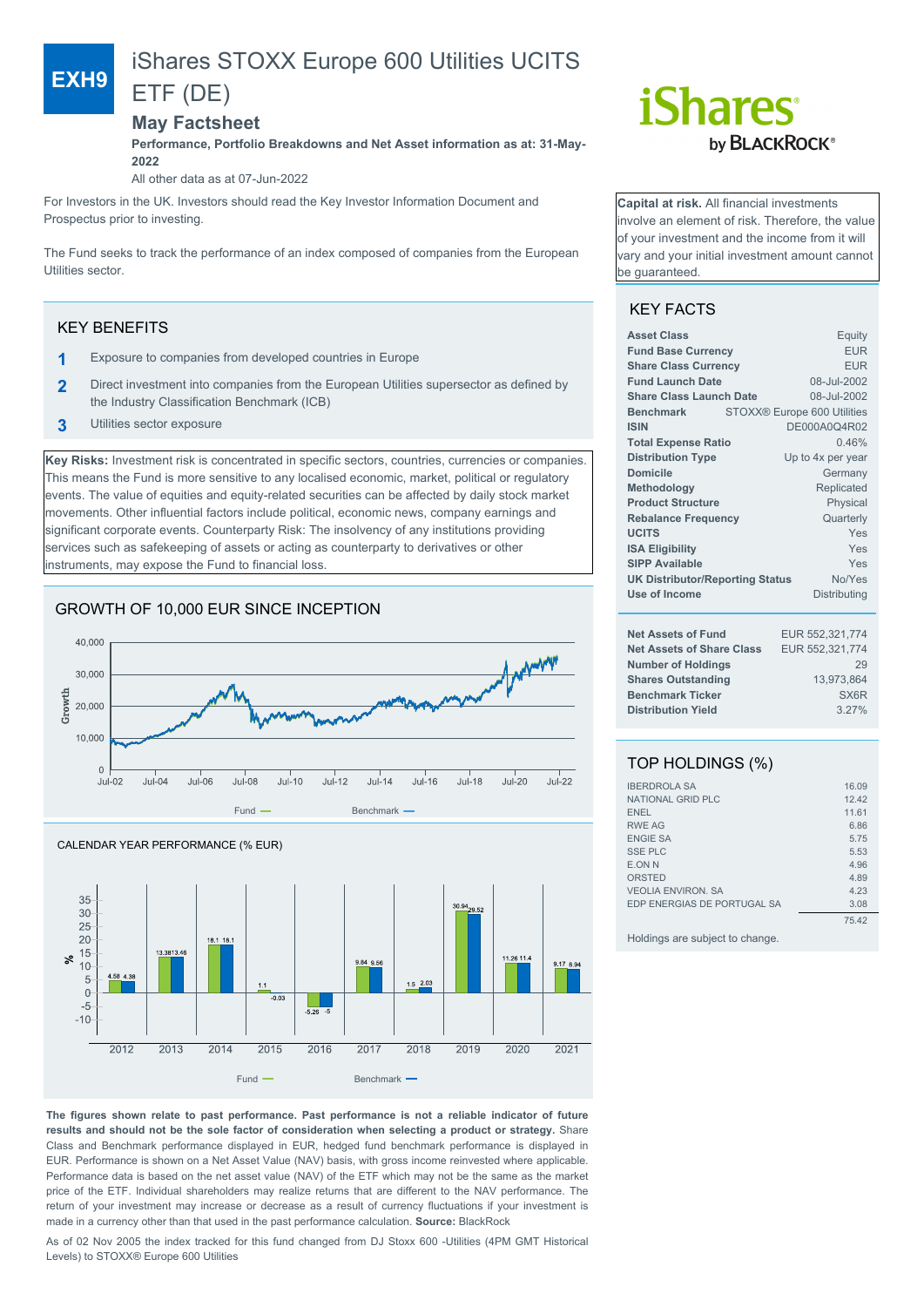# EXH9

# iShares STOXX Europe 600 Utilities UCITS ETF (DE)

## May Factsheet

**Performance, Portfolio Breakdowns and Net Asset information as at: 31-May-2022**

All other data as at 07-Jun-2022

For Investors in the UK. Investors should read the Key Investor Information Document and Prospectus prior to investing.

The Fund seeks to track the performance of an index composed of companies from the European Utilities sector.

**Capital at risk.** All financial investments involve an element of risk. Therefore, the value of your investment and the income from it will vary and your initial investment amount cannot be guaranteed.

## KEY BENEFITS

1. Exposure to companies from developed countries in Europe
2. Direct investment into companies from the European Utilities supersector as defined by the Industry Classification Benchmark (ICB)
3. Utilities sector exposure

**Key Risks:** Investment risk is concentrated in specific sectors, countries, currencies or companies. This means the Fund is more sensitive to any localised economic, market, political or regulatory events. The value of equities and equity-related securities can be affected by daily stock market movements. Other influential factors include political, economic news, company earnings and significant corporate events. Counterparty Risk: The insolvency of any institutions providing services such as safekeeping of assets or acting as counterparty to derivatives or other instruments, may expose the Fund to financial loss.

## KEY FACTS

| | |
|---|---|
| **Asset Class** | Equity |
| **Fund Base Currency** | EUR |
| **Share Class Currency** | EUR |
| **Fund Launch Date** | 08-Jul-2002 |
| **Share Class Launch Date** | 08-Jul-2002 |
| **Benchmark** | STOXX® Europe 600 Utilities |
| **ISIN** | DE000A0Q4R02 |
| **Total Expense Ratio** | 0.46% |
| **Distribution Type** | Up to 4x per year |
| **Domicile** | Germany |
| **Methodology** | Replicated |
| **Product Structure** | Physical |
| **Rebalance Frequency** | Quarterly |
| **UCITS** | Yes |
| **ISA Eligibility** | Yes |
| **SIPP Available** | Yes |
| **UK Distributor/Reporting Status** | No/Yes |
| **Use of Income** | Distributing |

| | |
|---|---|
| **Net Assets of Fund** | EUR 552,321,774 |
| **Net Assets of Share Class** | EUR 552,321,774 |
| **Number of Holdings** | 29 |
| **Shares Outstanding** | 13,973,864 |
| **Benchmark Ticker** | SX6R |
| **Distribution Yield** | 3.27% |

## GROWTH OF 10,000 EUR SINCE INCEPTION

Fund — Benchmark —

## CALENDAR YEAR PERFORMANCE (% EUR)

| | 2012 | 2013 | 2014 | 2015 | 2016 | 2017 | 2018 | 2019 | 2020 | 2021 |
|---|---|---|---|---|---|---|---|---|---|---|
| Fund | 4.58 | 13.38 | 18.1 | 1.1 | -5.26 | 9.84 | 1.5 | 30.94 | 11.26 | 9.17 |
| Benchmark | 4.38 | 13.46 | 18.1 | -0.03 | -5 | 9.56 | 2.03 | 29.52 | 11.4 | 8.94 |

## TOP HOLDINGS (%)

| | |
|---|---|
| IBERDROLA SA | 16.09 |
| NATIONAL GRID PLC | 12.42 |
| ENEL | 11.61 |
| RWE AG | 6.86 |
| ENGIE SA | 5.75 |
| SSE PLC | 5.53 |
| E.ON N | 4.96 |
| ORSTED | 4.89 |
| VEOLIA ENVIRON. SA | 4.23 |
| EDP ENERGIAS DE PORTUGAL SA | 3.08 |
| | 75.42 |

Holdings are subject to change.

**The figures shown relate to past performance. Past performance is not a reliable indicator of future results and should not be the sole factor of consideration when selecting a product or strategy.** Share Class and Benchmark performance displayed in EUR, hedged fund benchmark performance is displayed in EUR. Performance is shown on a Net Asset Value (NAV) basis, with gross income reinvested where applicable. Performance data is based on the net asset value (NAV) of the ETF which may not be the same as the market price of the ETF. Individual shareholders may realize returns that are different to the NAV performance. The return of your investment may increase or decrease as a result of currency fluctuations if your investment is made in a currency other than that used in the past performance calculation. **Source:** BlackRock

As of 02 Nov 2005 the index tracked for this fund changed from DJ Stoxx 600 -Utilities (4PM GMT Historical Levels) to STOXX® Europe 600 Utilities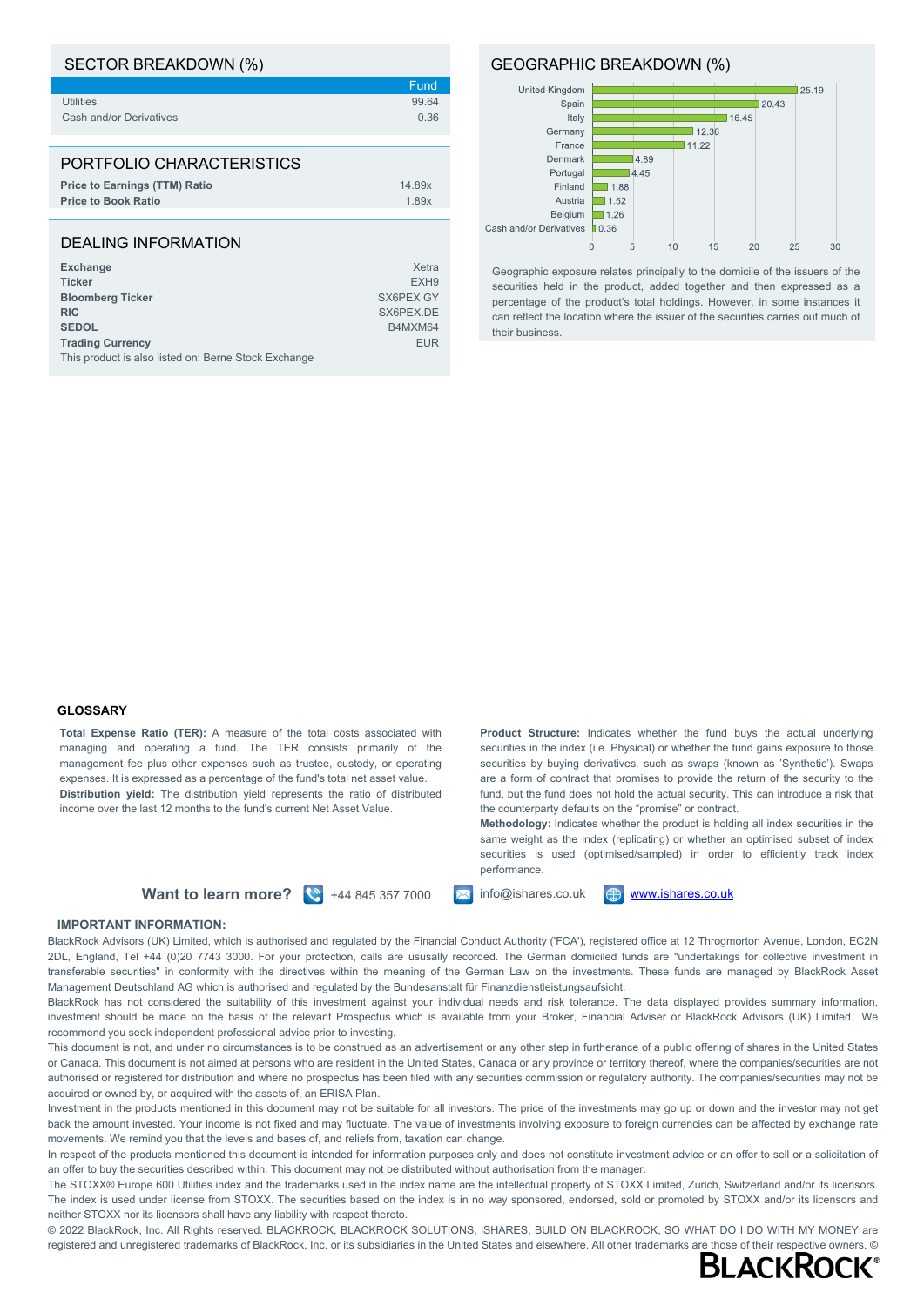## SECTOR BREAKDOWN (%)

| | Fund |
|---|---|
| Utilities | 99.64 |
| Cash and/or Derivatives | 0.36 |

## PORTFOLIO CHARACTERISTICS

| | |
|---|---|
| **Price to Earnings (TTM) Ratio** | 14.89x |
| **Price to Book Ratio** | 1.89x |

## DEALING INFORMATION

| | |
|---|---|
| **Exchange** | Xetra |
| **Ticker** | EXH9 |
| **Bloomberg Ticker** | SX6PEX GY |
| **RIC** | SX6PEX.DE |
| **SEDOL** | B4MXM64 |
| **Trading Currency** | EUR |

This product is also listed on: Berne Stock Exchange

## GEOGRAPHIC BREAKDOWN (%)

United Kingdom 25.19
Spain 20.43
Italy 16.45
Germany 12.36
France 11.22
Denmark 4.89
Portugal 4.45
Finland 1.88
Austria 1.52
Belgium 1.26
Cash and/or Derivatives 0.36

0 5 10 15 20 25 30

Geographic exposure relates principally to the domicile of the issuers of the securities held in the product, added together and then expressed as a percentage of the product's total holdings. However, in some instances it can reflect the location where the issuer of the securities carries out much of their business.

### GLOSSARY

**Total Expense Ratio (TER):** A measure of the total costs associated with managing and operating a fund. The TER consists primarily of the management fee plus other expenses such as trustee, custody, or operating expenses. It is expressed as a percentage of the fund's total net asset value.
**Distribution yield:** The distribution yield represents the ratio of distributed income over the last 12 months to the fund's current Net Asset Value.

**Product Structure:** Indicates whether the fund buys the actual underlying securities in the index (i.e. Physical) or whether the fund gains exposure to those securities by buying derivatives, such as swaps (known as 'Synthetic'). Swaps are a form of contract that promises to provide the return of the security to the fund, but the fund does not hold the actual security. This can introduce a risk that the counterparty defaults on the "promise" or contract.
**Methodology:** Indicates whether the product is holding all index securities in the same weight as the index (replicating) or whether an optimised subset of index securities is used (optimised/sampled) in order to efficiently track index performance.

**Want to learn more?** +44 845 357 7000 info@ishares.co.uk www.ishares.co.uk

### IMPORTANT INFORMATION:

BlackRock Advisors (UK) Limited, which is authorised and regulated by the Financial Conduct Authority ('FCA'), registered office at 12 Throgmorton Avenue, London, EC2N 2DL, England, Tel +44 (0)20 7743 3000. For your protection, calls are usually recorded. The German domiciled funds are "undertakings for collective investment in transferable securities" in conformity with the directives within the meaning of the German Law on the investments. These funds are managed by BlackRock Asset Management Deutschland AG which is authorised and regulated by the Bundesanstalt für Finanzdienstleistungsaufsicht.
BlackRock has not considered the suitability of this investment against your individual needs and risk tolerance. The data displayed provides summary information, investment should be made on the basis of the relevant Prospectus which is available from your Broker, Financial Adviser or BlackRock Advisors (UK) Limited. We recommend you seek independent professional advice prior to investing.
This document is not, and under no circumstances is to be construed as an advertisement or any other step in furtherance of a public offering of shares in the United States or Canada. This document is not aimed at persons who are resident in the United States, Canada or any province or territory thereof, where the companies/securities are not authorised or registered for distribution and where no prospectus has been filed with any securities commission or regulatory authority. The companies/securities may not be acquired or owned by, or acquired with the assets of, an ERISA Plan.
Investment in the products mentioned in this document may not be suitable for all investors. The price of the investments may go up or down and the investor may not get back the amount invested. Your income is not fixed and may fluctuate. The value of investments involving exposure to foreign currencies can be affected by exchange rate movements. We remind you that the levels and bases of, and reliefs from, taxation can change.
In respect of the products mentioned this document is intended for information purposes only and does not constitute investment advice or an offer to sell or a solicitation of an offer to buy the securities described within. This document may not be distributed without authorisation from the manager.
The STOXX® Europe 600 Utilities index and the trademarks used in the index name are the intellectual property of STOXX Limited, Zurich, Switzerland and/or its licensors. The index is used under license from STOXX. The securities based on the index is in no way sponsored, endorsed, sold or promoted by STOXX and/or its licensors and neither STOXX nor its licensors shall have any liability with respect thereto.
© 2022 BlackRock, Inc. All Rights reserved. BLACKROCK, BLACKROCK SOLUTIONS, iSHARES, BUILD ON BLACKROCK, SO WHAT DO I DO WITH MY MONEY are registered and unregistered trademarks of BlackRock, Inc. or its subsidiaries in the United States and elsewhere. All other trademarks are those of their respective owners. ©

BLACKROCK®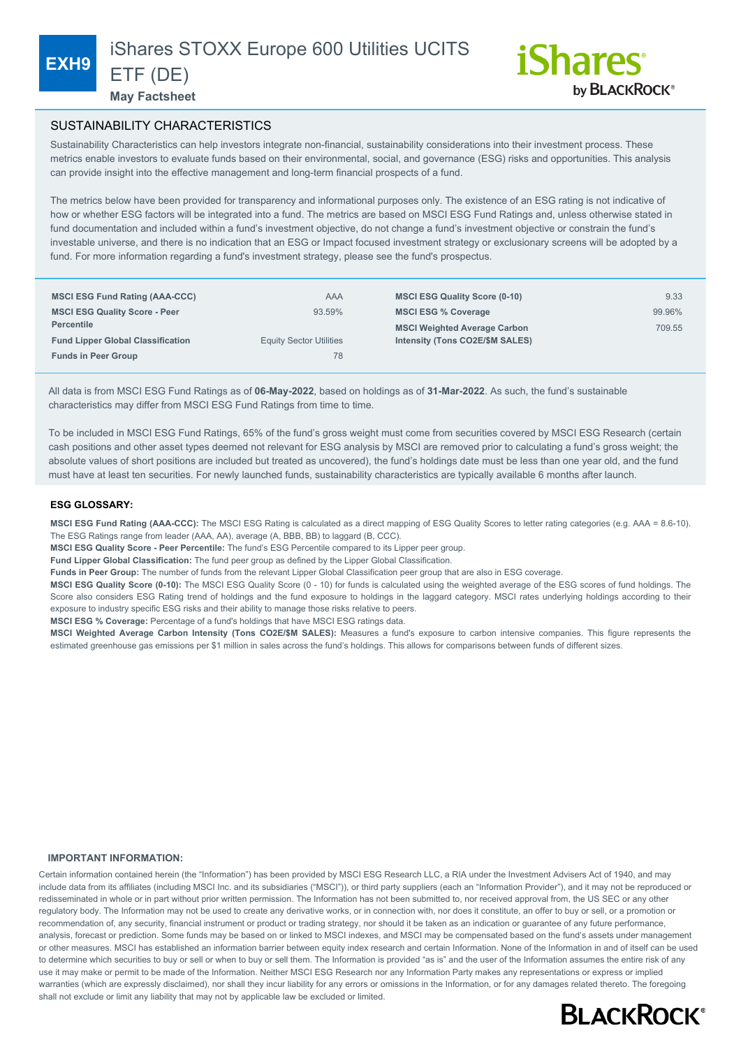EXH9

# iShares STOXX Europe 600 Utilities UCITS ETF (DE)

**May Factsheet**

## SUSTAINABILITY CHARACTERISTICS

Sustainability Characteristics can help investors integrate non-financial, sustainability considerations into their investment process. These metrics enable investors to evaluate funds based on their environmental, social, and governance (ESG) risks and opportunities. This analysis can provide insight into the effective management and long-term financial prospects of a fund.

The metrics below have been provided for transparency and informational purposes only. The existence of an ESG rating is not indicative of how or whether ESG factors will be integrated into a fund. The metrics are based on MSCI ESG Fund Ratings and, unless otherwise stated in fund documentation and included within a fund's investment objective, do not change a fund's investment objective or constrain the fund's investable universe, and there is no indication that an ESG or Impact focused investment strategy or exclusionary screens will be adopted by a fund. For more information regarding a fund's investment strategy, please see the fund's prospectus.

| | | | |
|---|---|---|---|
| **MSCI ESG Fund Rating (AAA-CCC)** | AAA | **MSCI ESG Quality Score (0-10)** | 9.33 |
| **MSCI ESG Quality Score - Peer Percentile** | 93.59% | **MSCI ESG % Coverage** | 99.96% |
| **Fund Lipper Global Classification** | Equity Sector Utilities | **MSCI Weighted Average Carbon Intensity (Tons CO2E/$M SALES)** | 709.55 |
| **Funds in Peer Group** | 78 | | |

All data is from MSCI ESG Fund Ratings as of **06-May-2022**, based on holdings as of **31-Mar-2022**. As such, the fund's sustainable characteristics may differ from MSCI ESG Fund Ratings from time to time.

To be included in MSCI ESG Fund Ratings, 65% of the fund's gross weight must come from securities covered by MSCI ESG Research (certain cash positions and other asset types deemed not relevant for ESG analysis by MSCI are removed prior to calculating a fund's gross weight; the absolute values of short positions are included but treated as uncovered), the fund's holdings date must be less than one year old, and the fund must have at least ten securities. For newly launched funds, sustainability characteristics are typically available 6 months after launch.

### ESG GLOSSARY:

**MSCI ESG Fund Rating (AAA-CCC):** The MSCI ESG Rating is calculated as a direct mapping of ESG Quality Scores to letter rating categories (e.g. AAA = 8.6-10). The ESG Ratings range from leader (AAA, AA), average (A, BBB, BB) to laggard (B, CCC).

**MSCI ESG Quality Score - Peer Percentile:** The fund's ESG Percentile compared to its Lipper peer group.

**Fund Lipper Global Classification:** The fund peer group as defined by the Lipper Global Classification.

**Funds in Peer Group:** The number of funds from the relevant Lipper Global Classification peer group that are also in ESG coverage.

**MSCI ESG Quality Score (0-10):** The MSCI ESG Quality Score (0 - 10) for funds is calculated using the weighted average of the ESG scores of fund holdings. The Score also considers ESG Rating trend of holdings and the fund exposure to holdings in the laggard category. MSCI rates underlying holdings according to their exposure to industry specific ESG risks and their ability to manage those risks relative to peers.

**MSCI ESG % Coverage:** Percentage of a fund's holdings that have MSCI ESG ratings data.

**MSCI Weighted Average Carbon Intensity (Tons CO2E/$M SALES):** Measures a fund's exposure to carbon intensive companies. This figure represents the estimated greenhouse gas emissions per $1 million in sales across the fund's holdings. This allows for comparisons between funds of different sizes.

### IMPORTANT INFORMATION:

Certain information contained herein (the "Information") has been provided by MSCI ESG Research LLC, a RIA under the Investment Advisers Act of 1940, and may include data from its affiliates (including MSCI Inc. and its subsidiaries ("MSCI")), or third party suppliers (each an "Information Provider"), and it may not be reproduced or redisseminated in whole or in part without prior written permission. The Information has not been submitted to, nor received approval from, the US SEC or any other regulatory body. The Information may not be used to create any derivative works, or in connection with, nor does it constitute, an offer to buy or sell, or a promotion or recommendation of, any security, financial instrument or product or trading strategy, nor should it be taken as an indication or guarantee of any future performance, analysis, forecast or prediction. Some funds may be based on or linked to MSCI indexes, and MSCI may be compensated based on the fund's assets under management or other measures. MSCI has established an information barrier between equity index research and certain Information. None of the Information in and of itself can be used to determine which securities to buy or sell or when to buy or sell them. The Information is provided "as is" and the user of the Information assumes the entire risk of any use it may make or permit to be made of the Information. Neither MSCI ESG Research nor any Information Party makes any representations or express or implied warranties (which are expressly disclaimed), nor shall they incur liability for any errors or omissions in the Information, or for any damages related thereto. The foregoing shall not exclude or limit any liability that may not by applicable law be excluded or limited.